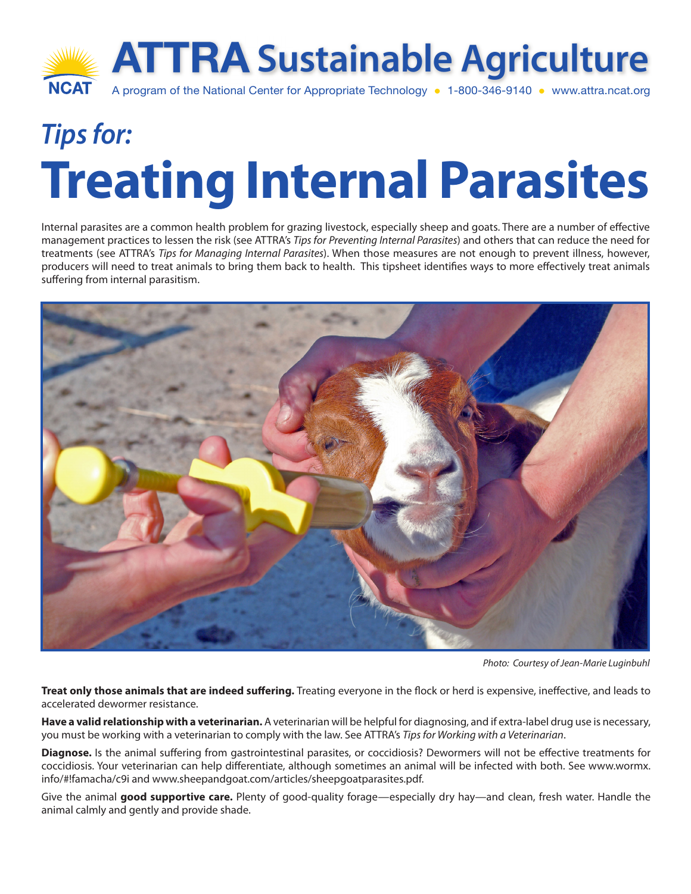# ATTRA Sustainable Agriculture

A program of the National Center for Appropriate Technology • 1-800-346-9140 • www.attra.ncat.org

*Tips for:*

# Treating Internal Parasites

Internal parasites are a common health problem for grazing livestock, especially sheep and goats. There are a number of effective management practices to lessen the risk (see ATTRA's *Tips for Preventing Internal Parasites*) and others that can reduce the need for treatments (see ATTRA's *Tips for Managing Internal Parasites*). When those measures are not enough to prevent illness, however, producers will need to treat animals to bring them back to health. This tipsheet identifies ways to more effectively treat animals suffering from internal parasitism.

*Photo: Courtesy of Jean-Marie Luginbuhl*

**Treat only those animals that are indeed suffering.** Treating everyone in the flock or herd is expensive, ineffective, and leads to accelerated dewormer resistance.

**Have a valid relationship with a veterinarian.** A veterinarian will be helpful for diagnosing, and if extra-label drug use is necessary, you must be working with a veterinarian to comply with the law. See ATTRA's *Tips for Working with a Veterinarian*.

**Diagnose.** Is the animal suffering from gastrointestinal parasites, or coccidiosis? Dewormers will not be effective treatments for coccidiosis. Your veterinarian can help differentiate, although sometimes an animal will be infected with both. See www.wormx.info/#!famacha/c9i and www.sheepandgoat.com/articles/sheepgoatparasites.pdf.

Give the animal **good supportive care.** Plenty of good-quality forage—especially dry hay—and clean, fresh water. Handle the animal calmly and gently and provide shade.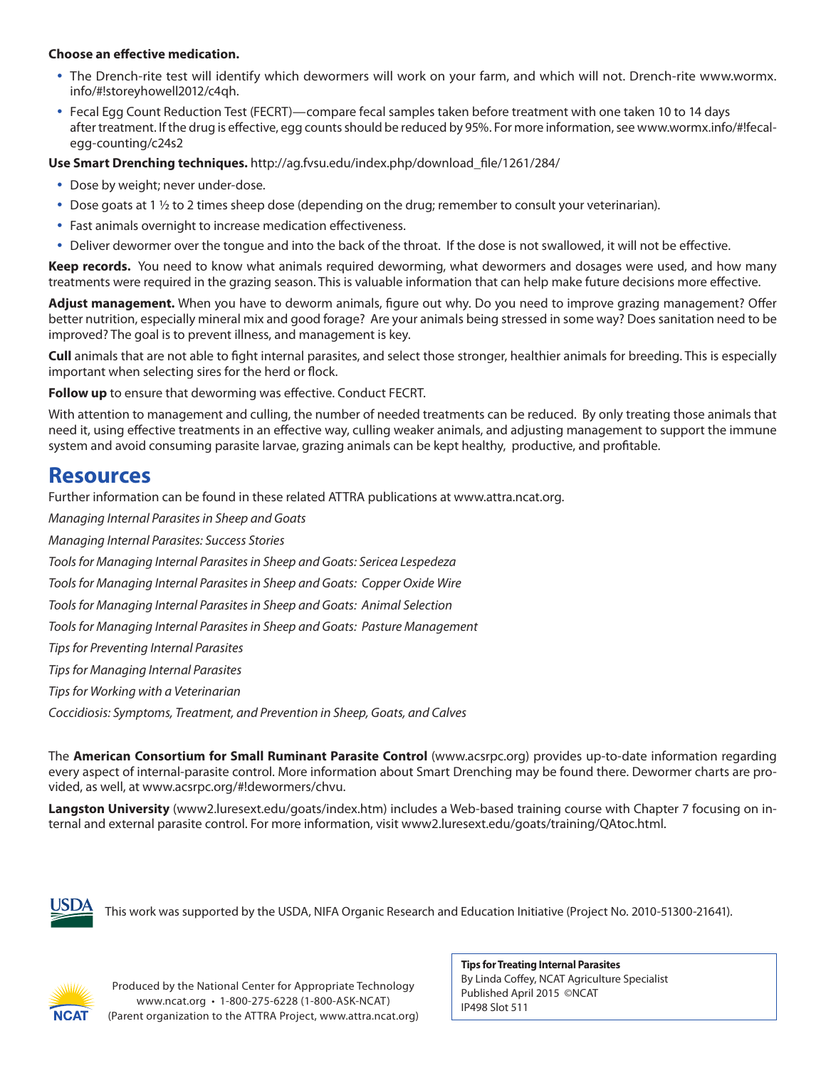**Choose an effective medication.**

- The Drench-rite test will identify which dewormers will work on your farm, and which will not. Drench-rite www.wormx.info/#!storeyhowell2012/c4qh.
- Fecal Egg Count Reduction Test (FECRT)—compare fecal samples taken before treatment with one taken 10 to 14 days after treatment. If the drug is effective, egg counts should be reduced by 95%. For more information, see www.wormx.info/#!fecal-egg-counting/c24s2

**Use Smart Drenching techniques.** http://ag.fvsu.edu/index.php/download_file/1261/284/

- Dose by weight; never under-dose.
- Dose goats at 1 ½ to 2 times sheep dose (depending on the drug; remember to consult your veterinarian).
- Fast animals overnight to increase medication effectiveness.
- Deliver dewormer over the tongue and into the back of the throat. If the dose is not swallowed, it will not be effective.

**Keep records.** You need to know what animals required deworming, what dewormers and dosages were used, and how many treatments were required in the grazing season. This is valuable information that can help make future decisions more effective.

**Adjust management.** When you have to deworm animals, figure out why. Do you need to improve grazing management? Offer better nutrition, especially mineral mix and good forage? Are your animals being stressed in some way? Does sanitation need to be improved? The goal is to prevent illness, and management is key.

**Cull** animals that are not able to fight internal parasites, and select those stronger, healthier animals for breeding. This is especially important when selecting sires for the herd or flock.

**Follow up** to ensure that deworming was effective. Conduct FECRT.

With attention to management and culling, the number of needed treatments can be reduced. By only treating those animals that need it, using effective treatments in an effective way, culling weaker animals, and adjusting management to support the immune system and avoid consuming parasite larvae, grazing animals can be kept healthy, productive, and profitable.

## Resources

Further information can be found in these related ATTRA publications at www.attra.ncat.org.

*Managing Internal Parasites in Sheep and Goats*

*Managing Internal Parasites: Success Stories*

*Tools for Managing Internal Parasites in Sheep and Goats: Sericea Lespedeza*

*Tools for Managing Internal Parasites in Sheep and Goats: Copper Oxide Wire*

*Tools for Managing Internal Parasites in Sheep and Goats: Animal Selection*

*Tools for Managing Internal Parasites in Sheep and Goats: Pasture Management*

*Tips for Preventing Internal Parasites*

*Tips for Managing Internal Parasites*

*Tips for Working with a Veterinarian*

*Coccidiosis: Symptoms, Treatment, and Prevention in Sheep, Goats, and Calves*

The **American Consortium for Small Ruminant Parasite Control** (www.acsrpc.org) provides up-to-date information regarding every aspect of internal-parasite control. More information about Smart Drenching may be found there. Dewormer charts are provided, as well, at www.acsrpc.org/#!dewormers/chvu.

**Langston University** (www2.luresext.edu/goats/index.htm) includes a Web-based training course with Chapter 7 focusing on internal and external parasite control. For more information, visit www2.luresext.edu/goats/training/QAtoc.html.

This work was supported by the USDA, NIFA Organic Research and Education Initiative (Project No. 2010-51300-21641).

Produced by the National Center for Appropriate Technology
www.ncat.org • 1-800-275-6228 (1-800-ASK-NCAT)
(Parent organization to the ATTRA Project, www.attra.ncat.org)

**Tips for Treating Internal Parasites**
By Linda Coffey, NCAT Agriculture Specialist
Published April 2015 ©NCAT
IP498 Slot 511